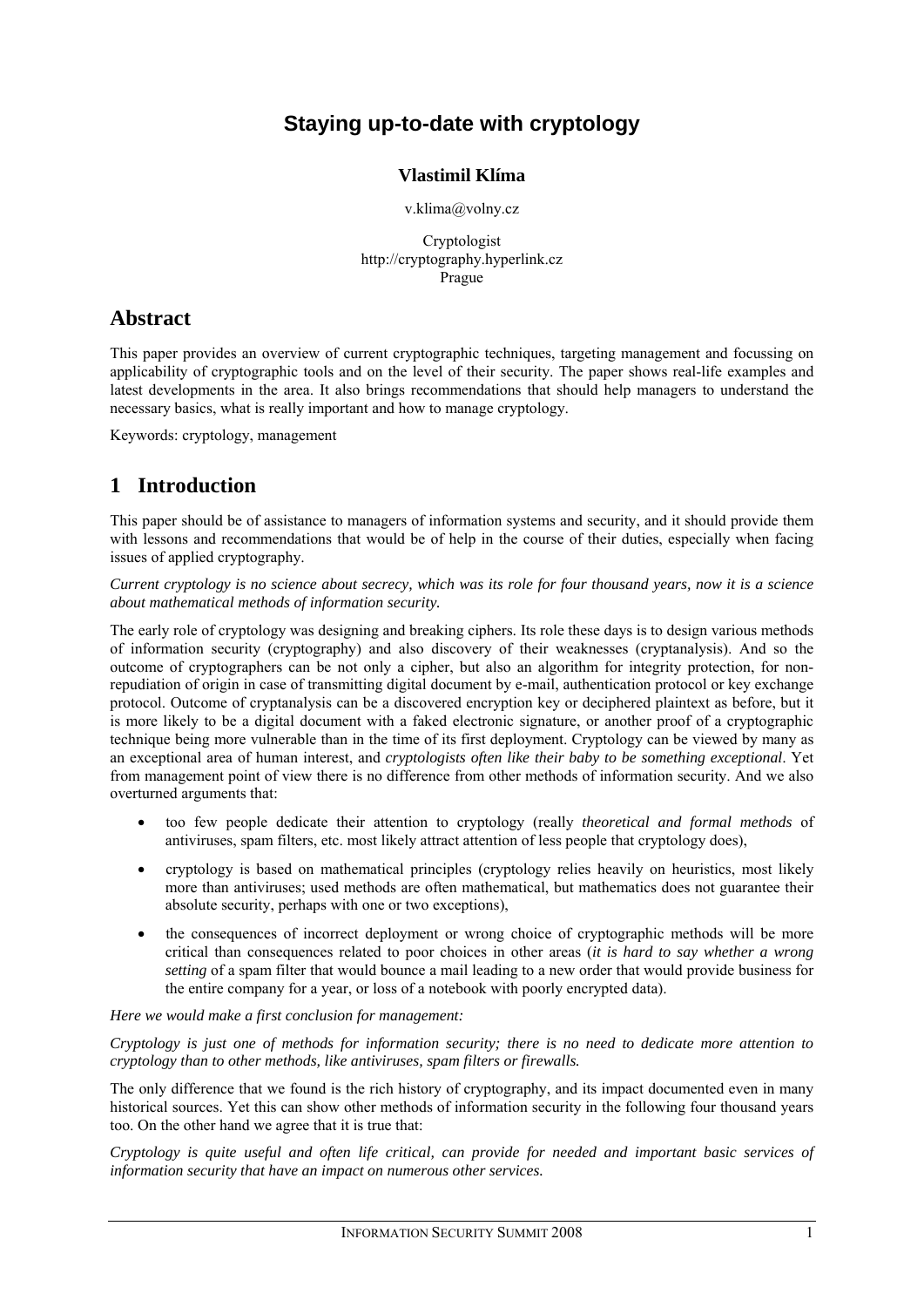# Staying up-to-date with cryptology

**Vlastimil Klíma**

v.klima@volny.cz

Cryptologist
http://cryptography.hyperlink.cz
Prague

## Abstract

This paper provides an overview of current cryptographic techniques, targeting management and focussing on applicability of cryptographic tools and on the level of their security. The paper shows real-life examples and latest developments in the area. It also brings recommendations that should help managers to understand the necessary basics, what is really important and how to manage cryptology.

Keywords: cryptology, management

## 1 Introduction

This paper should be of assistance to managers of information systems and security, and it should provide them with lessons and recommendations that would be of help in the course of their duties, especially when facing issues of applied cryptography.

*Current cryptology is no science about secrecy, which was its role for four thousand years, now it is a science about mathematical methods of information security.*

The early role of cryptology was designing and breaking ciphers. Its role these days is to design various methods of information security (cryptography) and also discovery of their weaknesses (cryptanalysis). And so the outcome of cryptographers can be not only a cipher, but also an algorithm for integrity protection, for non-repudiation of origin in case of transmitting digital document by e-mail, authentication protocol or key exchange protocol. Outcome of cryptanalysis can be a discovered encryption key or deciphered plaintext as before, but it is more likely to be a digital document with a faked electronic signature, or another proof of a cryptographic technique being more vulnerable than in the time of its first deployment. Cryptology can be viewed by many as an exceptional area of human interest, and *cryptologists often like their baby to be something exceptional*. Yet from management point of view there is no difference from other methods of information security. And we also overturned arguments that:

- too few people dedicate their attention to cryptology (really *theoretical and formal methods* of antiviruses, spam filters, etc. most likely attract attention of less people that cryptology does),
- cryptology is based on mathematical principles (cryptology relies heavily on heuristics, most likely more than antiviruses; used methods are often mathematical, but mathematics does not guarantee their absolute security, perhaps with one or two exceptions),
- the consequences of incorrect deployment or wrong choice of cryptographic methods will be more critical than consequences related to poor choices in other areas (*it is hard to say whether a wrong setting* of a spam filter that would bounce a mail leading to a new order that would provide business for the entire company for a year, or loss of a notebook with poorly encrypted data).

*Here we would make a first conclusion for management:*

*Cryptology is just one of methods for information security; there is no need to dedicate more attention to cryptology than to other methods, like antiviruses, spam filters or firewalls.*

The only difference that we found is the rich history of cryptography, and its impact documented even in many historical sources. Yet this can show other methods of information security in the following four thousand years too. On the other hand we agree that it is true that:

*Cryptology is quite useful and often life critical, can provide for needed and important basic services of information security that have an impact on numerous other services.*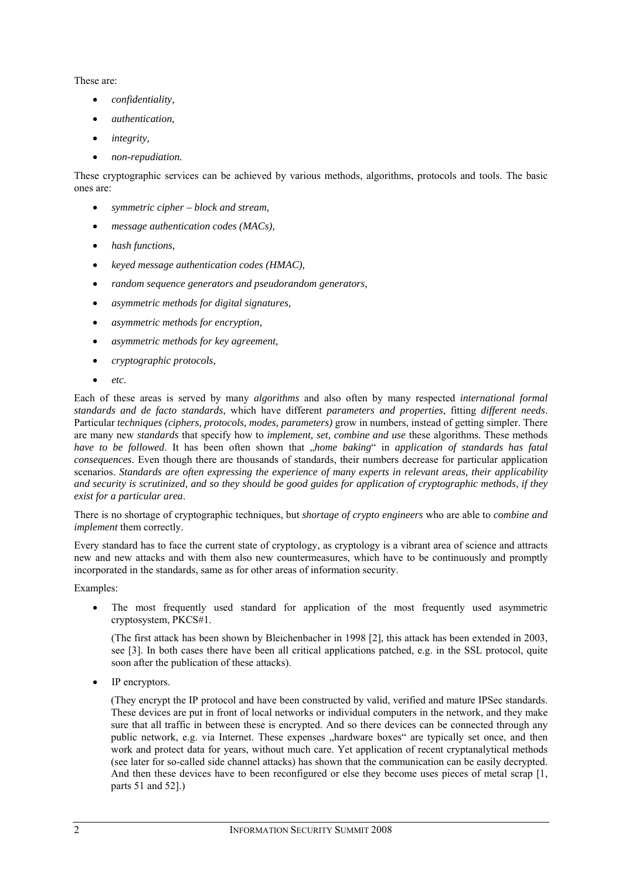These are:

- *confidentiality,*
- *authentication,*
- *integrity,*
- *non-repudiation.*

These cryptographic services can be achieved by various methods, algorithms, protocols and tools. The basic ones are:

- *symmetric cipher – block and stream,*
- *message authentication codes (MACs),*
- *hash functions,*
- *keyed message authentication codes (HMAC),*
- *random sequence generators and pseudorandom generators,*
- *asymmetric methods for digital signatures,*
- *asymmetric methods for encryption,*
- *asymmetric methods for key agreement,*
- *cryptographic protocols,*
- *etc.*

Each of these areas is served by many *algorithms* and also often by many respected *international formal standards and de facto standards*, which have different *parameters and properties*, fitting *different needs*. Particular *techniques (ciphers, protocols, modes, parameters)* grow in numbers, instead of getting simpler. There are many new *standards* that specify how to *implement, set, combine and use* these algorithms. These methods *have to be followed*. It has been often shown that „*home baking*" in *application of standards has fatal consequences*. Even though there are thousands of standards, their numbers decrease for particular application scenarios. *Standards are often expressing the experience of many experts in relevant areas, their applicability and security is scrutinized, and so they should be good guides for application of cryptographic methods, if they exist for a particular area*.

There is no shortage of cryptographic techniques, but *shortage of crypto engineers* who are able to *combine and implement* them correctly.

Every standard has to face the current state of cryptology, as cryptology is a vibrant area of science and attracts new and new attacks and with them also new countermeasures, which have to be continuously and promptly incorporated in the standards, same as for other areas of information security.

Examples:

- The most frequently used standard for application of the most frequently used asymmetric cryptosystem, PKCS#1.

  (The first attack has been shown by Bleichenbacher in 1998 [2], this attack has been extended in 2003, see [3]. In both cases there have been all critical applications patched, e.g. in the SSL protocol, quite soon after the publication of these attacks).

- IP encryptors.

  (They encrypt the IP protocol and have been constructed by valid, verified and mature IPSec standards. These devices are put in front of local networks or individual computers in the network, and they make sure that all traffic in between these is encrypted. And so there devices can be connected through any public network, e.g. via Internet. These expenses „hardware boxes" are typically set once, and then work and protect data for years, without much care. Yet application of recent cryptanalytical methods (see later for so-called side channel attacks) has shown that the communication can be easily decrypted. And then these devices have to been reconfigured or else they become uses pieces of metal scrap [1, parts 51 and 52].)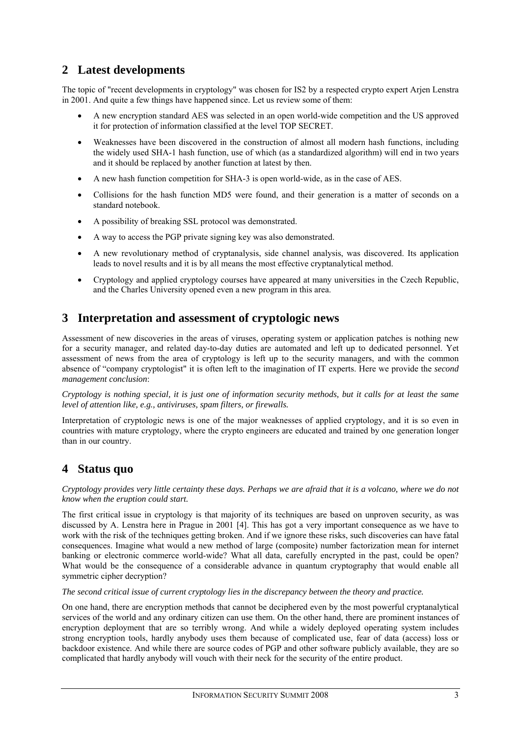## 2 Latest developments

The topic of "recent developments in cryptology" was chosen for IS2 by a respected crypto expert Arjen Lenstra in 2001. And quite a few things have happened since. Let us review some of them:

- A new encryption standard AES was selected in an open world-wide competition and the US approved it for protection of information classified at the level TOP SECRET.
- Weaknesses have been discovered in the construction of almost all modern hash functions, including the widely used SHA-1 hash function, use of which (as a standardized algorithm) will end in two years and it should be replaced by another function at latest by then.
- A new hash function competition for SHA-3 is open world-wide, as in the case of AES.
- Collisions for the hash function MD5 were found, and their generation is a matter of seconds on a standard notebook.
- A possibility of breaking SSL protocol was demonstrated.
- A way to access the PGP private signing key was also demonstrated.
- A new revolutionary method of cryptanalysis, side channel analysis, was discovered. Its application leads to novel results and it is by all means the most effective cryptanalytical method.
- Cryptology and applied cryptology courses have appeared at many universities in the Czech Republic, and the Charles University opened even a new program in this area.

## 3 Interpretation and assessment of cryptologic news

Assessment of new discoveries in the areas of viruses, operating system or application patches is nothing new for a security manager, and related day-to-day duties are automated and left up to dedicated personnel. Yet assessment of news from the area of cryptology is left up to the security managers, and with the common absence of "company cryptologist" it is often left to the imagination of IT experts. Here we provide the *second management conclusion*:

*Cryptology is nothing special, it is just one of information security methods, but it calls for at least the same level of attention like, e.g., antiviruses, spam filters, or firewalls.*

Interpretation of cryptologic news is one of the major weaknesses of applied cryptology, and it is so even in countries with mature cryptology, where the crypto engineers are educated and trained by one generation longer than in our country.

## 4 Status quo

*Cryptology provides very little certainty these days. Perhaps we are afraid that it is a volcano, where we do not know when the eruption could start.*

The first critical issue in cryptology is that majority of its techniques are based on unproven security, as was discussed by A. Lenstra here in Prague in 2001 [4]. This has got a very important consequence as we have to work with the risk of the techniques getting broken. And if we ignore these risks, such discoveries can have fatal consequences. Imagine what would a new method of large (composite) number factorization mean for internet banking or electronic commerce world-wide? What all data, carefully encrypted in the past, could be open? What would be the consequence of a considerable advance in quantum cryptography that would enable all symmetric cipher decryption?

*The second critical issue of current cryptology lies in the discrepancy between the theory and practice.*

On one hand, there are encryption methods that cannot be deciphered even by the most powerful cryptanalytical services of the world and any ordinary citizen can use them. On the other hand, there are prominent instances of encryption deployment that are so terribly wrong. And while a widely deployed operating system includes strong encryption tools, hardly anybody uses them because of complicated use, fear of data (access) loss or backdoor existence. And while there are source codes of PGP and other software publicly available, they are so complicated that hardly anybody will vouch with their neck for the security of the entire product.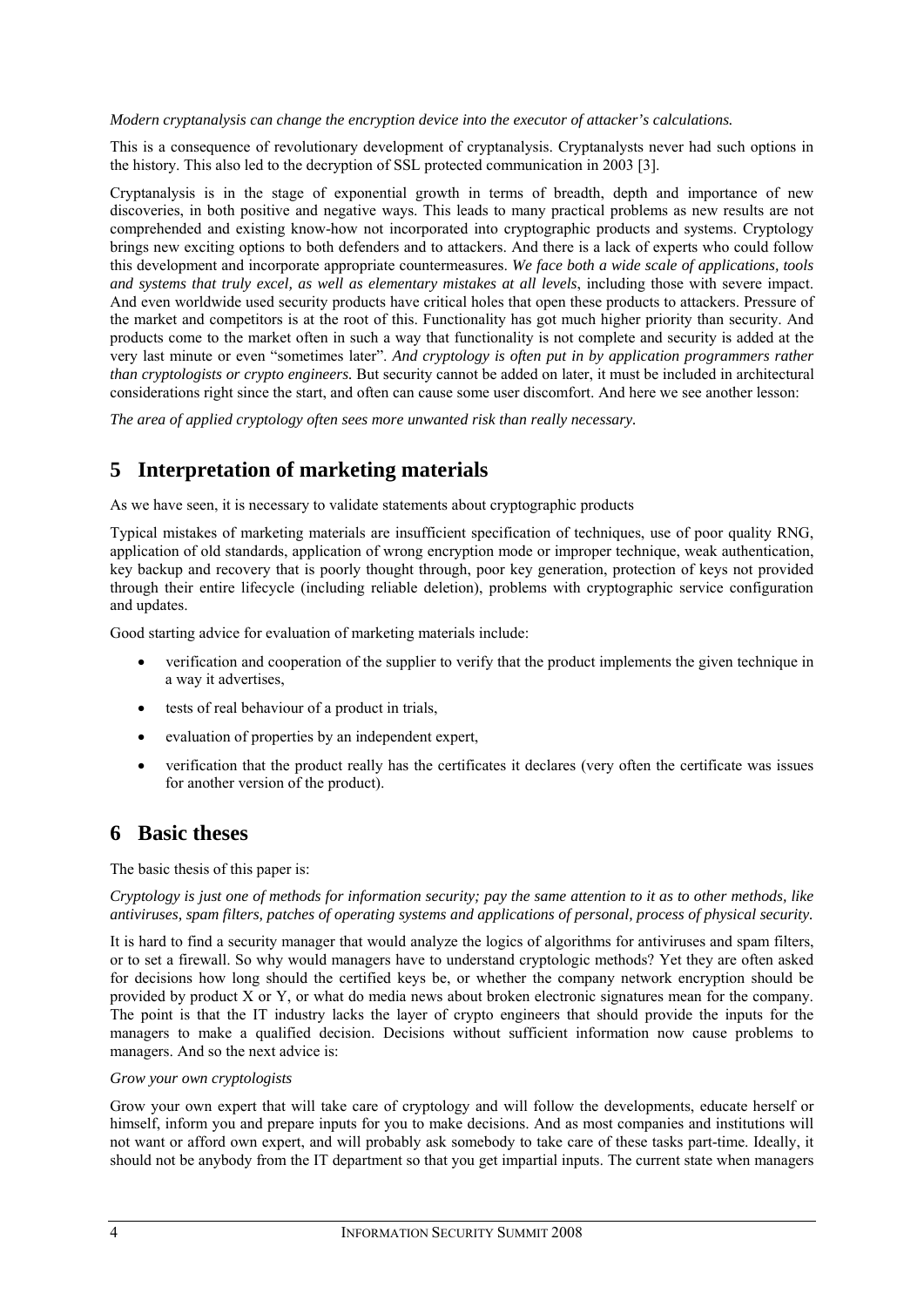*Modern cryptanalysis can change the encryption device into the executor of attacker's calculations.*

This is a consequence of revolutionary development of cryptanalysis. Cryptanalysts never had such options in the history. This also led to the decryption of SSL protected communication in 2003 [3].

Cryptanalysis is in the stage of exponential growth in terms of breadth, depth and importance of new discoveries, in both positive and negative ways. This leads to many practical problems as new results are not comprehended and existing know-how not incorporated into cryptographic products and systems. Cryptology brings new exciting options to both defenders and to attackers. And there is a lack of experts who could follow this development and incorporate appropriate countermeasures. *We face both a wide scale of applications, tools and systems that truly excel, as well as elementary mistakes at all levels*, including those with severe impact. And even worldwide used security products have critical holes that open these products to attackers. Pressure of the market and competitors is at the root of this. Functionality has got much higher priority than security. And products come to the market often in such a way that functionality is not complete and security is added at the very last minute or even "sometimes later". *And cryptology is often put in by application programmers rather than cryptologists or crypto engineers.* But security cannot be added on later, it must be included in architectural considerations right since the start, and often can cause some user discomfort. And here we see another lesson:

*The area of applied cryptology often sees more unwanted risk than really necessary.*

# 5 Interpretation of marketing materials

As we have seen, it is necessary to validate statements about cryptographic products

Typical mistakes of marketing materials are insufficient specification of techniques, use of poor quality RNG, application of old standards, application of wrong encryption mode or improper technique, weak authentication, key backup and recovery that is poorly thought through, poor key generation, protection of keys not provided through their entire lifecycle (including reliable deletion), problems with cryptographic service configuration and updates.

Good starting advice for evaluation of marketing materials include:

- verification and cooperation of the supplier to verify that the product implements the given technique in a way it advertises,
- tests of real behaviour of a product in trials,
- evaluation of properties by an independent expert,
- verification that the product really has the certificates it declares (very often the certificate was issues for another version of the product).

# 6 Basic theses

The basic thesis of this paper is:

*Cryptology is just one of methods for information security; pay the same attention to it as to other methods, like antiviruses, spam filters, patches of operating systems and applications of personal, process of physical security.*

It is hard to find a security manager that would analyze the logics of algorithms for antiviruses and spam filters, or to set a firewall. So why would managers have to understand cryptologic methods? Yet they are often asked for decisions how long should the certified keys be, or whether the company network encryption should be provided by product X or Y, or what do media news about broken electronic signatures mean for the company. The point is that the IT industry lacks the layer of crypto engineers that should provide the inputs for the managers to make a qualified decision. Decisions without sufficient information now cause problems to managers. And so the next advice is:

*Grow your own cryptologists*

Grow your own expert that will take care of cryptology and will follow the developments, educate herself or himself, inform you and prepare inputs for you to make decisions. And as most companies and institutions will not want or afford own expert, and will probably ask somebody to take care of these tasks part-time. Ideally, it should not be anybody from the IT department so that you get impartial inputs. The current state when managers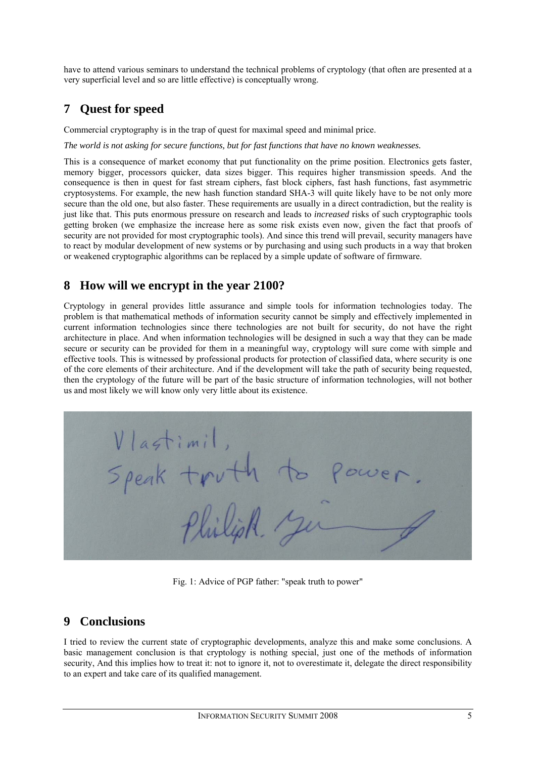have to attend various seminars to understand the technical problems of cryptology (that often are presented at a very superficial level and so are little effective) is conceptually wrong.

## 7 Quest for speed

Commercial cryptography is in the trap of quest for maximal speed and minimal price.

*The world is not asking for secure functions, but for fast functions that have no known weaknesses.*

This is a consequence of market economy that put functionality on the prime position. Electronics gets faster, memory bigger, processors quicker, data sizes bigger. This requires higher transmission speeds. And the consequence is then in quest for fast stream ciphers, fast block ciphers, fast hash functions, fast asymmetric cryptosystems. For example, the new hash function standard SHA-3 will quite likely have to be not only more secure than the old one, but also faster. These requirements are usually in a direct contradiction, but the reality is just like that. This puts enormous pressure on research and leads to *increased* risks of such cryptographic tools getting broken (we emphasize the increase here as some risk exists even now, given the fact that proofs of security are not provided for most cryptographic tools). And since this trend will prevail, security managers have to react by modular development of new systems or by purchasing and using such products in a way that broken or weakened cryptographic algorithms can be replaced by a simple update of software of firmware.

## 8 How will we encrypt in the year 2100?

Cryptology in general provides little assurance and simple tools for information technologies today. The problem is that mathematical methods of information security cannot be simply and effectively implemented in current information technologies since there technologies are not built for security, do not have the right architecture in place. And when information technologies will be designed in such a way that they can be made secure or security can be provided for them in a meaningful way, cryptology will sure come with simple and effective tools. This is witnessed by professional products for protection of classified data, where security is one of the core elements of their architecture. And if the development will take the path of security being requested, then the cryptology of the future will be part of the basic structure of information technologies, will not bother us and most likely we will know only very little about its existence.

Vlastimil,
Speak truth to power.
Philip R. Zimmermann

Fig. 1: Advice of PGP father: "speak truth to power"

## 9 Conclusions

I tried to review the current state of cryptographic developments, analyze this and make some conclusions. A basic management conclusion is that cryptology is nothing special, just one of the methods of information security, And this implies how to treat it: not to ignore it, not to overestimate it, delegate the direct responsibility to an expert and take care of its qualified management.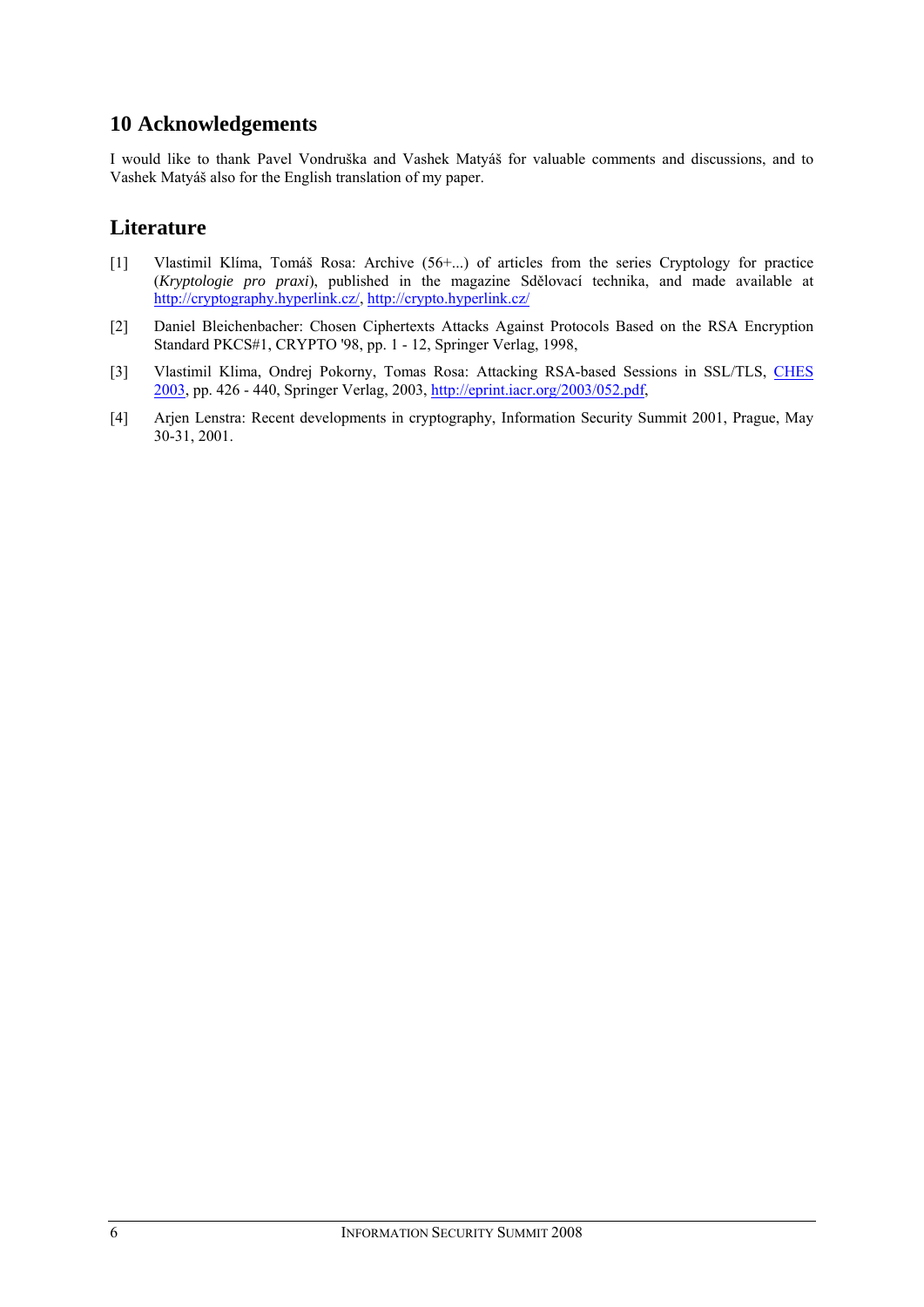## 10 Acknowledgements

I would like to thank Pavel Vondruška and Vashek Matyáš for valuable comments and discussions, and to Vashek Matyáš also for the English translation of my paper.

## Literature

[1] Vlastimil Klíma, Tomáš Rosa: Archive (56+...) of articles from the series Cryptology for practice (*Kryptologie pro praxi*), published in the magazine Sdělovací technika, and made available at http://cryptography.hyperlink.cz/, http://crypto.hyperlink.cz/

[2] Daniel Bleichenbacher: Chosen Ciphertexts Attacks Against Protocols Based on the RSA Encryption Standard PKCS#1, CRYPTO '98, pp. 1 - 12, Springer Verlag, 1998,

[3] Vlastimil Klima, Ondrej Pokorny, Tomas Rosa: Attacking RSA-based Sessions in SSL/TLS, CHES 2003, pp. 426 - 440, Springer Verlag, 2003, http://eprint.iacr.org/2003/052.pdf,

[4] Arjen Lenstra: Recent developments in cryptography, Information Security Summit 2001, Prague, May 30-31, 2001.